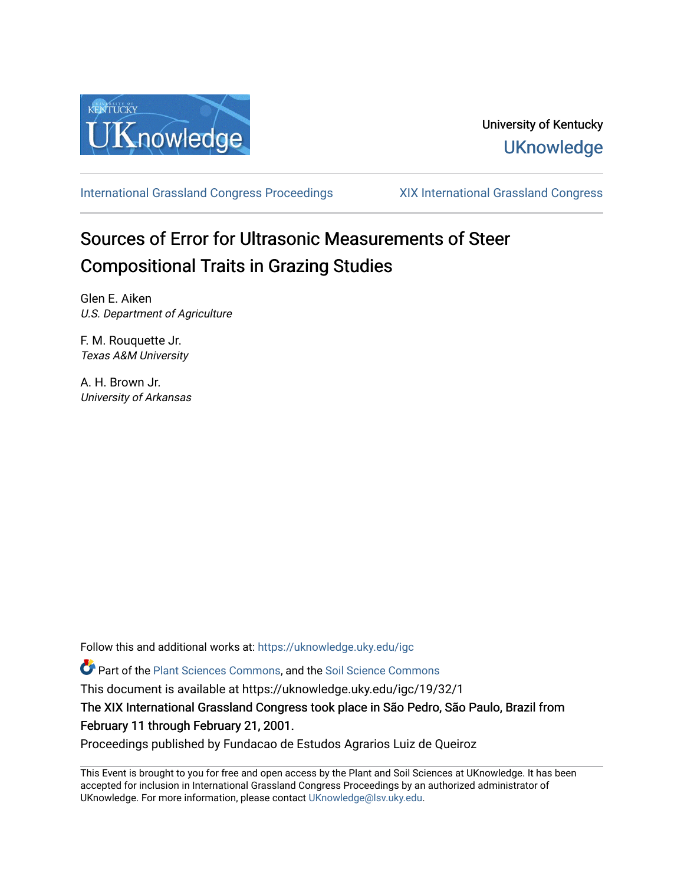University of Kentucky
UKnowledge

International Grassland Congress Proceedings | XIX International Grassland Congress

# Sources of Error for Ultrasonic Measurements of Steer Compositional Traits in Grazing Studies

Glen E. Aiken
*U.S. Department of Agriculture*

F. M. Rouquette Jr.
*Texas A&M University*

A. H. Brown Jr.
*University of Arkansas*

Follow this and additional works at: https://uknowledge.uky.edu/igc

Part of the Plant Sciences Commons, and the Soil Science Commons

This document is available at https://uknowledge.uky.edu/igc/19/32/1

The XIX International Grassland Congress took place in São Pedro, São Paulo, Brazil from February 11 through February 21, 2001.

Proceedings published by Fundacao de Estudos Agrarios Luiz de Queiroz

This Event is brought to you for free and open access by the Plant and Soil Sciences at UKnowledge. It has been accepted for inclusion in International Grassland Congress Proceedings by an authorized administrator of UKnowledge. For more information, please contact UKnowledge@lsv.uky.edu.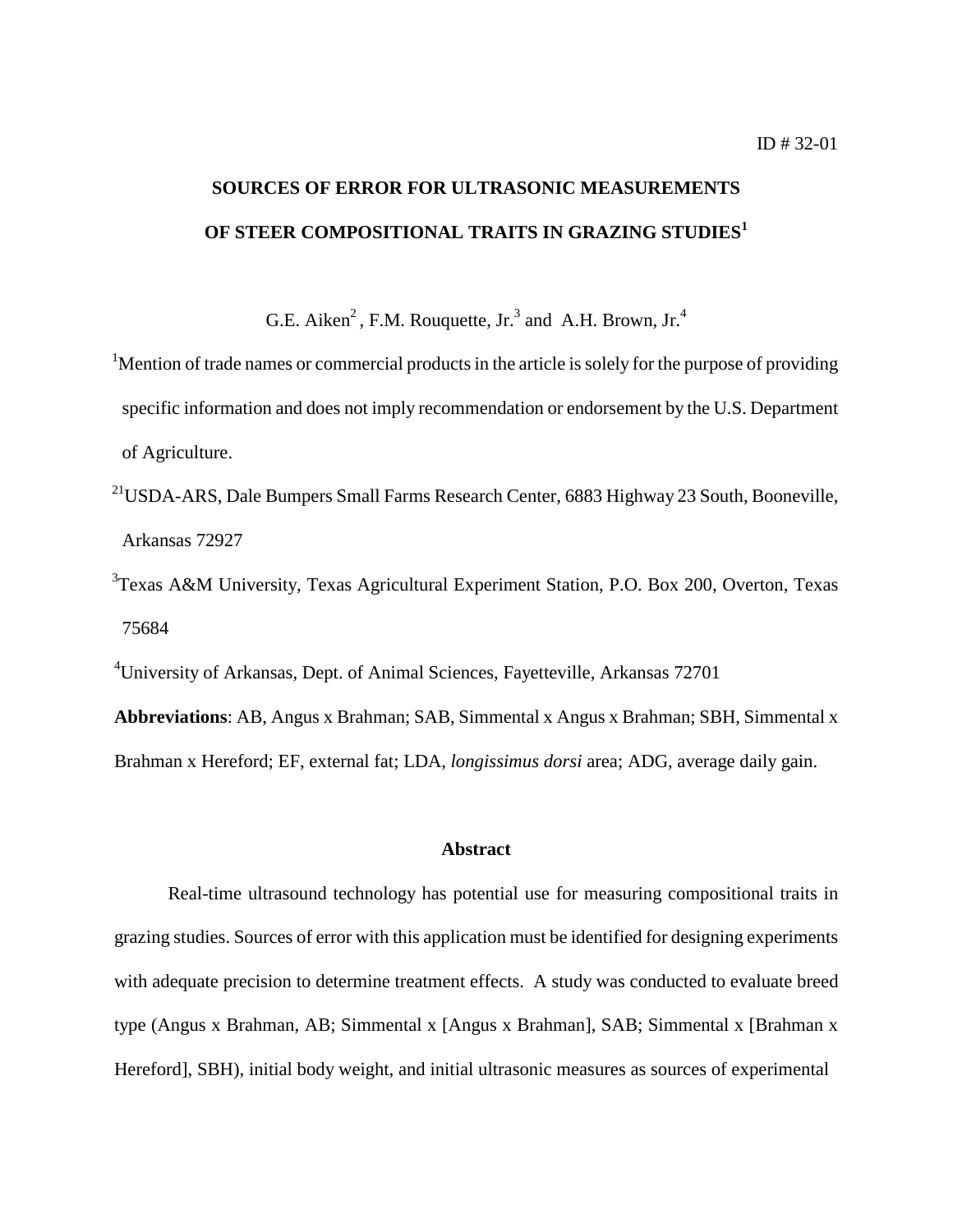ID # 32-01

# SOURCES OF ERROR FOR ULTRASONIC MEASUREMENTS OF STEER COMPOSITIONAL TRAITS IN GRAZING STUDIES[1]

G.E. Aiken[2], F.M. Rouquette, Jr.[3] and A.H. Brown, Jr.[4]

[1]Mention of trade names or commercial products in the article is solely for the purpose of providing specific information and does not imply recommendation or endorsement by the U.S. Department of Agriculture.

[21]USDA-ARS, Dale Bumpers Small Farms Research Center, 6883 Highway 23 South, Booneville, Arkansas 72927

[3]Texas A&M University, Texas Agricultural Experiment Station, P.O. Box 200, Overton, Texas 75684

[4]University of Arkansas, Dept. of Animal Sciences, Fayetteville, Arkansas 72701

**Abbreviations**: AB, Angus x Brahman; SAB, Simmental x Angus x Brahman; SBH, Simmental x Brahman x Hereford; EF, external fat; LDA, *longissimus dorsi* area; ADG, average daily gain.

## Abstract

Real-time ultrasound technology has potential use for measuring compositional traits in grazing studies. Sources of error with this application must be identified for designing experiments with adequate precision to determine treatment effects. A study was conducted to evaluate breed type (Angus x Brahman, AB; Simmental x [Angus x Brahman], SAB; Simmental x [Brahman x Hereford], SBH), initial body weight, and initial ultrasonic measures as sources of experimental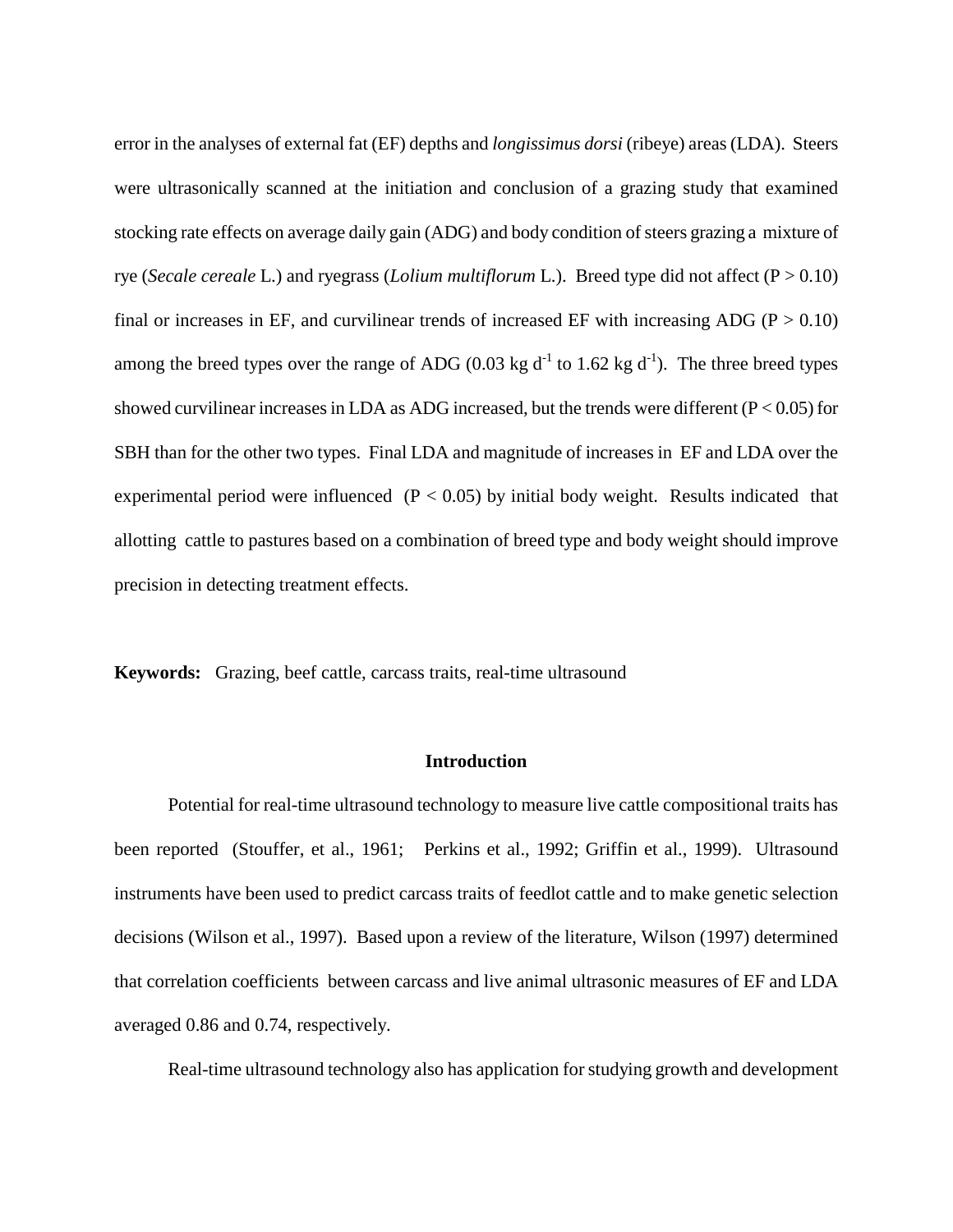error in the analyses of external fat (EF) depths and *longissimus dorsi* (ribeye) areas (LDA). Steers were ultrasonically scanned at the initiation and conclusion of a grazing study that examined stocking rate effects on average daily gain (ADG) and body condition of steers grazing a mixture of rye (*Secale cereale* L.) and ryegrass (*Lolium multiflorum* L.). Breed type did not affect ($P > 0.10$) final or increases in EF, and curvilinear trends of increased EF with increasing ADG ($P > 0.10$) among the breed types over the range of ADG (0.03 kg $d^{-1}$ to 1.62 kg $d^{-1}$). The three breed types showed curvilinear increases in LDA as ADG increased, but the trends were different ($P < 0.05$) for SBH than for the other two types. Final LDA and magnitude of increases in EF and LDA over the experimental period were influenced ($P < 0.05$) by initial body weight. Results indicated that allotting cattle to pastures based on a combination of breed type and body weight should improve precision in detecting treatment effects.

**Keywords:** Grazing, beef cattle, carcass traits, real-time ultrasound

## Introduction

Potential for real-time ultrasound technology to measure live cattle compositional traits has been reported (Stouffer, et al., 1961; Perkins et al., 1992; Griffin et al., 1999). Ultrasound instruments have been used to predict carcass traits of feedlot cattle and to make genetic selection decisions (Wilson et al., 1997). Based upon a review of the literature, Wilson (1997) determined that correlation coefficients between carcass and live animal ultrasonic measures of EF and LDA averaged 0.86 and 0.74, respectively.

Real-time ultrasound technology also has application for studying growth and development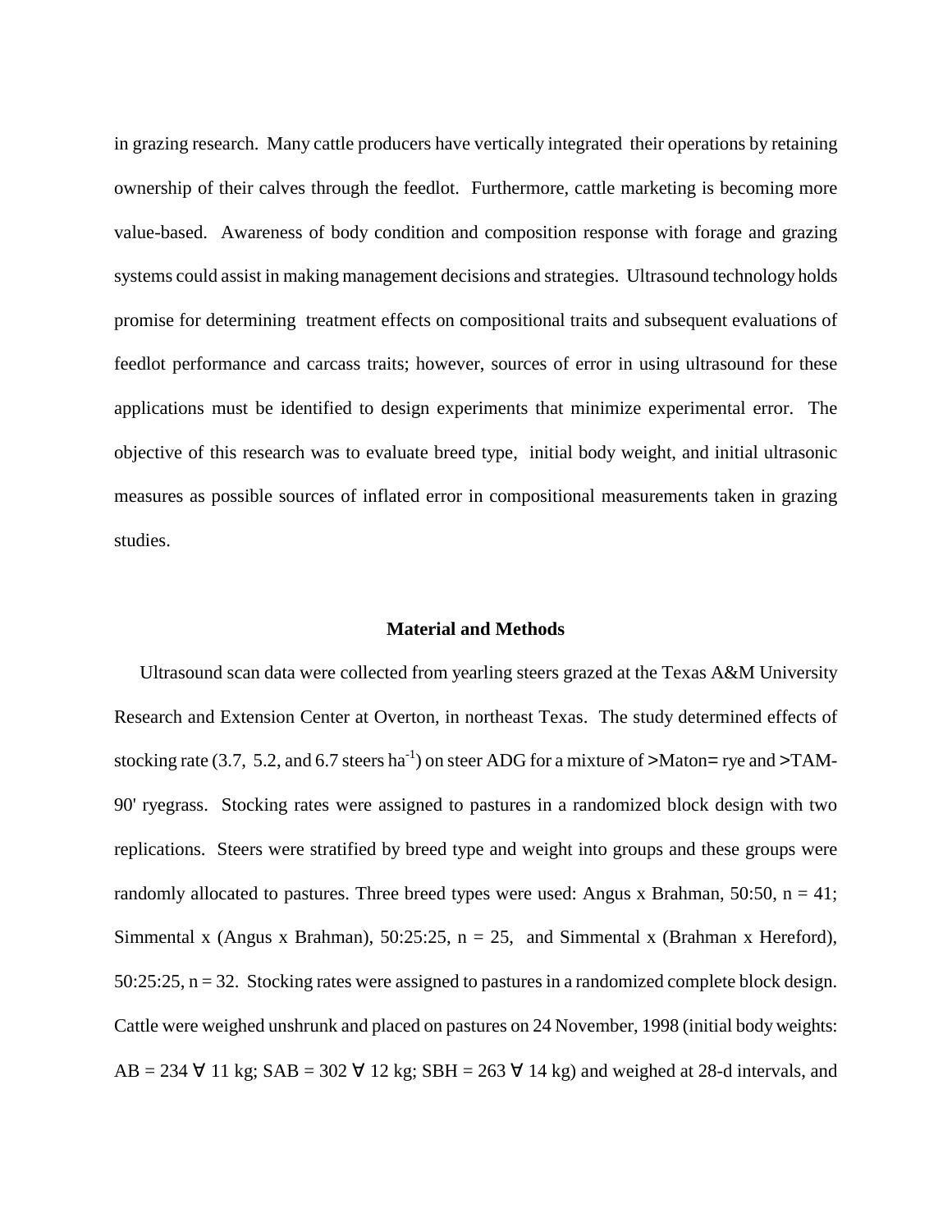in grazing research. Many cattle producers have vertically integrated their operations by retaining ownership of their calves through the feedlot. Furthermore, cattle marketing is becoming more value-based. Awareness of body condition and composition response with forage and grazing systems could assist in making management decisions and strategies. Ultrasound technology holds promise for determining treatment effects on compositional traits and subsequent evaluations of feedlot performance and carcass traits; however, sources of error in using ultrasound for these applications must be identified to design experiments that minimize experimental error. The objective of this research was to evaluate breed type, initial body weight, and initial ultrasonic measures as possible sources of inflated error in compositional measurements taken in grazing studies.

## Material and Methods

Ultrasound scan data were collected from yearling steers grazed at the Texas A&M University Research and Extension Center at Overton, in northeast Texas. The study determined effects of stocking rate (3.7, 5.2, and 6.7 steers ha$^{-1}$) on steer ADG for a mixture of >Maton= rye and >TAM-90' ryegrass. Stocking rates were assigned to pastures in a randomized block design with two replications. Steers were stratified by breed type and weight into groups and these groups were randomly allocated to pastures. Three breed types were used: Angus x Brahman, 50:50, n = 41; Simmental x (Angus x Brahman), 50:25:25, n = 25, and Simmental x (Brahman x Hereford), 50:25:25, n = 32. Stocking rates were assigned to pastures in a randomized complete block design. Cattle were weighed unshrunk and placed on pastures on 24 November, 1998 (initial body weights: AB = 234 ∀ 11 kg; SAB = 302 ∀ 12 kg; SBH = 263 ∀ 14 kg) and weighed at 28-d intervals, and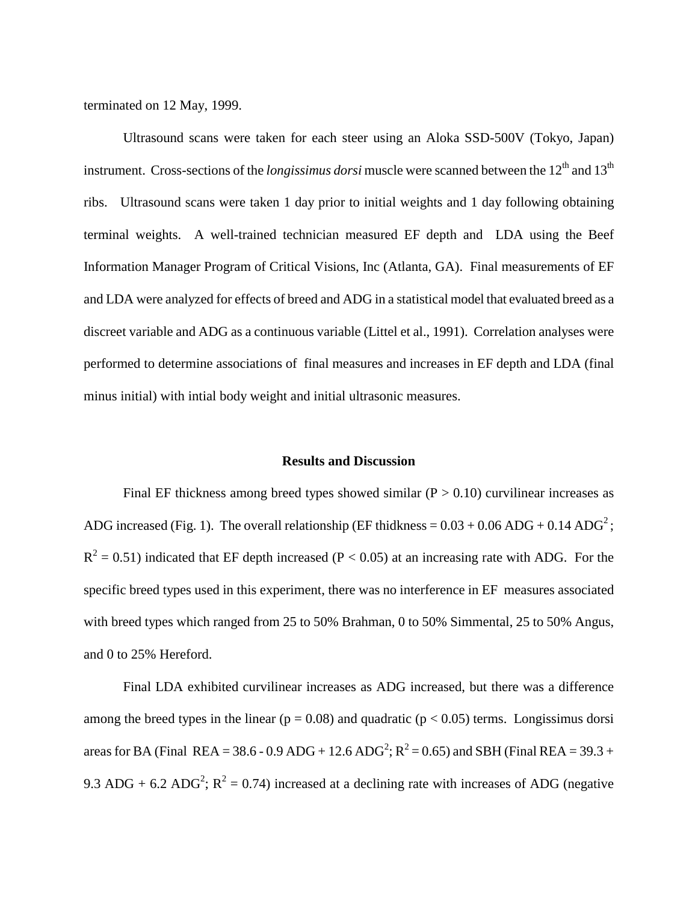terminated on 12 May, 1999.

Ultrasound scans were taken for each steer using an Aloka SSD-500V (Tokyo, Japan) instrument. Cross-sections of the *longissimus dorsi* muscle were scanned between the $12^{th}$ and $13^{th}$ ribs. Ultrasound scans were taken 1 day prior to initial weights and 1 day following obtaining terminal weights. A well-trained technician measured EF depth and LDA using the Beef Information Manager Program of Critical Visions, Inc (Atlanta, GA). Final measurements of EF and LDA were analyzed for effects of breed and ADG in a statistical model that evaluated breed as a discreet variable and ADG as a continuous variable (Littel et al., 1991). Correlation analyses were performed to determine associations of final measures and increases in EF depth and LDA (final minus initial) with intial body weight and initial ultrasonic measures.

## Results and Discussion

Final EF thickness among breed types showed similar ($P > 0.10$) curvilinear increases as ADG increased (Fig. 1). The overall relationship (EF thidkness = $0.03 + 0.06$ ADG + $0.14$ $ADG^2$; $R^2 = 0.51$) indicated that EF depth increased ($P < 0.05$) at an increasing rate with ADG. For the specific breed types used in this experiment, there was no interference in EF measures associated with breed types which ranged from 25 to 50% Brahman, 0 to 50% Simmental, 25 to 50% Angus, and 0 to 25% Hereford.

Final LDA exhibited curvilinear increases as ADG increased, but there was a difference among the breed types in the linear ($p = 0.08$) and quadratic ($p < 0.05$) terms. Longissimus dorsi areas for BA (Final REA = $38.6 - 0.9$ ADG + $12.6$ $ADG^2$; $R^2 = 0.65$) and SBH (Final REA = $39.3 + 9.3$ ADG + $6.2$ $ADG^2$; $R^2 = 0.74$) increased at a declining rate with increases of ADG (negative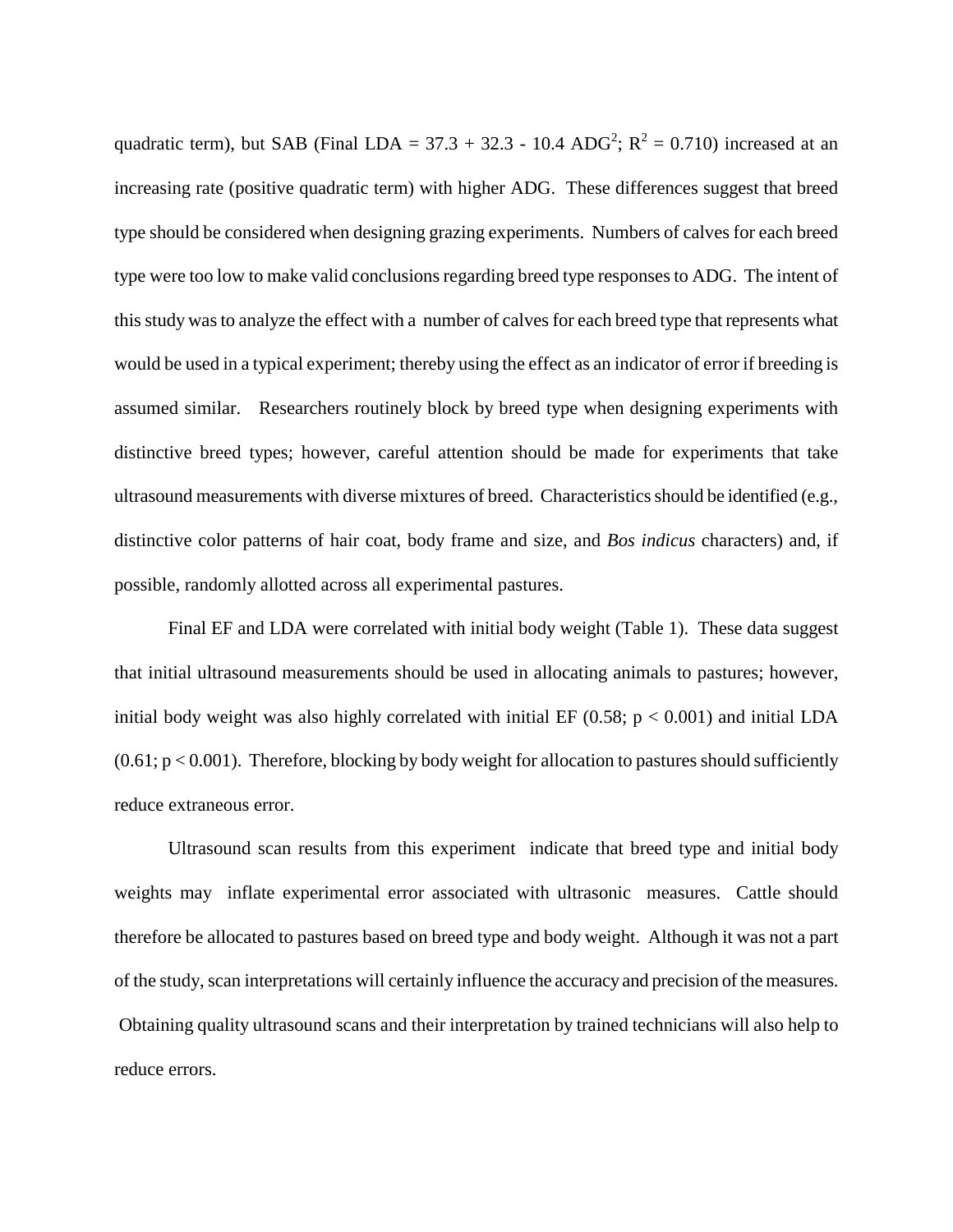quadratic term), but SAB (Final LDA = 37.3 + 32.3 - 10.4 $ADG^2$; $R^2 = 0.710$) increased at an increasing rate (positive quadratic term) with higher ADG. These differences suggest that breed type should be considered when designing grazing experiments. Numbers of calves for each breed type were too low to make valid conclusions regarding breed type responses to ADG. The intent of this study was to analyze the effect with a number of calves for each breed type that represents what would be used in a typical experiment; thereby using the effect as an indicator of error if breeding is assumed similar. Researchers routinely block by breed type when designing experiments with distinctive breed types; however, careful attention should be made for experiments that take ultrasound measurements with diverse mixtures of breed. Characteristics should be identified (e.g., distinctive color patterns of hair coat, body frame and size, and *Bos indicus* characters) and, if possible, randomly allotted across all experimental pastures.

Final EF and LDA were correlated with initial body weight (Table 1). These data suggest that initial ultrasound measurements should be used in allocating animals to pastures; however, initial body weight was also highly correlated with initial EF (0.58; $p < 0.001$) and initial LDA (0.61; $p < 0.001$). Therefore, blocking by body weight for allocation to pastures should sufficiently reduce extraneous error.

Ultrasound scan results from this experiment indicate that breed type and initial body weights may inflate experimental error associated with ultrasonic measures. Cattle should therefore be allocated to pastures based on breed type and body weight. Although it was not a part of the study, scan interpretations will certainly influence the accuracy and precision of the measures. Obtaining quality ultrasound scans and their interpretation by trained technicians will also help to reduce errors.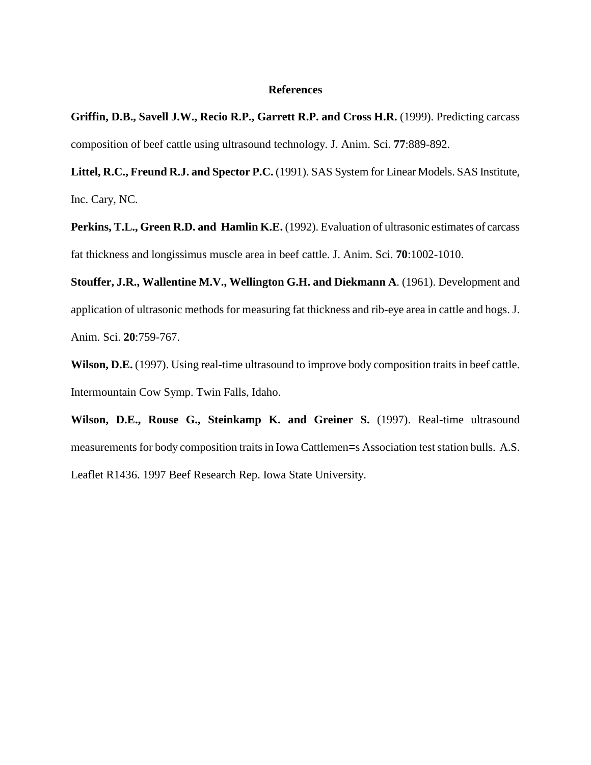## References

**Griffin, D.B., Savell J.W., Recio R.P., Garrett R.P. and Cross H.R.** (1999). Predicting carcass composition of beef cattle using ultrasound technology. J. Anim. Sci. **77**:889-892.

**Littel, R.C., Freund R.J. and Spector P.C.** (1991). SAS System for Linear Models. SAS Institute, Inc. Cary, NC.

**Perkins, T.L., Green R.D. and Hamlin K.E.** (1992). Evaluation of ultrasonic estimates of carcass fat thickness and longissimus muscle area in beef cattle. J. Anim. Sci. **70**:1002-1010.

**Stouffer, J.R., Wallentine M.V., Wellington G.H. and Diekmann A**. (1961). Development and application of ultrasonic methods for measuring fat thickness and rib-eye area in cattle and hogs. J. Anim. Sci. **20**:759-767.

**Wilson, D.E.** (1997). Using real-time ultrasound to improve body composition traits in beef cattle. Intermountain Cow Symp. Twin Falls, Idaho.

**Wilson, D.E., Rouse G., Steinkamp K. and Greiner S.** (1997). Real-time ultrasound measurements for body composition traits in Iowa Cattlemen=s Association test station bulls. A.S. Leaflet R1436. 1997 Beef Research Rep. Iowa State University.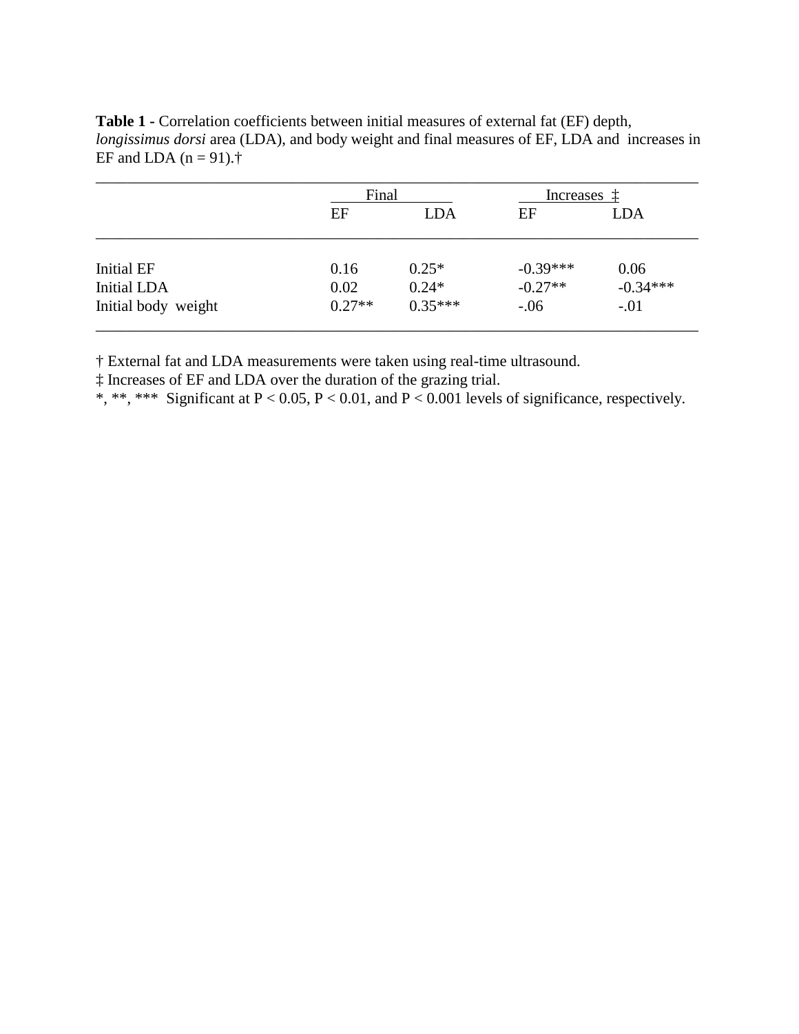**Table 1 -** Correlation coefficients between initial measures of external fat (EF) depth, *longissimus dorsi* area (LDA), and body weight and final measures of EF, LDA and increases in EF and LDA (n = 91).†

| | Final | | Increases ‡ | |
|---|---|---|---|---|
| | EF | LDA | EF | LDA |
| Initial EF | 0.16 | 0.25* | -0.39*** | 0.06 |
| Initial LDA | 0.02 | 0.24* | -0.27** | -0.34*** |
| Initial body weight | 0.27** | 0.35*** | -.06 | -.01 |

† External fat and LDA measurements were taken using real-time ultrasound.

‡ Increases of EF and LDA over the duration of the grazing trial.

*, **, *** Significant at $P < 0.05$, $P < 0.01$, and $P < 0.001$ levels of significance, respectively.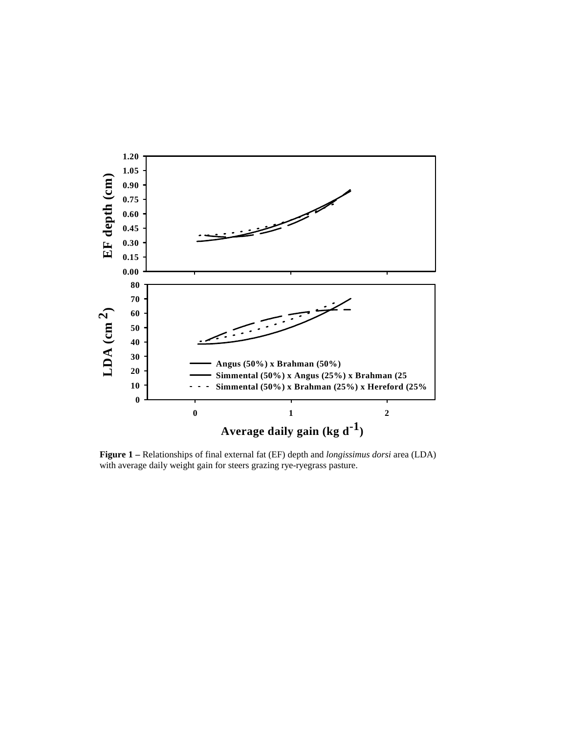EF depth (cm)

1.20
1.05
0.90
0.75
0.60
0.45
0.30
0.15
0.00

LDA (cm $^{2}$)

80
70
60
50
40
30
20
10
0

Angus (50%) x Brahman (50%)
Simmental (50%) x Angus (25%) x Brahman (25
Simmental (50%) x Brahman (25%) x Hereford (25%

0
1
2

Average daily gain (kg $d^{-1}$)

**Figure 1 –** Relationships of final external fat (EF) depth and *longissimus dorsi* area (LDA) with average daily weight gain for steers grazing rye-ryegrass pasture.